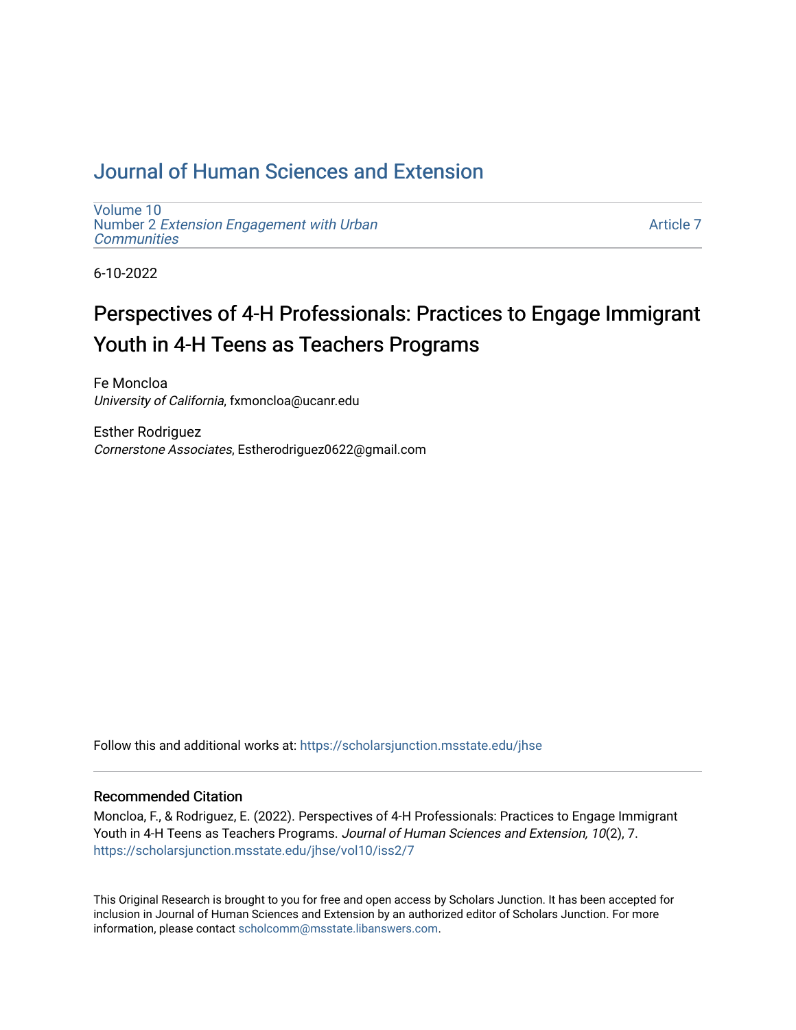# Journal of Human Sciences and Extension

Volume 10
Number 2 *Extension Engagement with Urban Communities*

Article 7

6-10-2022

## Perspectives of 4-H Professionals: Practices to Engage Immigrant Youth in 4-H Teens as Teachers Programs

Fe Moncloa
*University of California*, fxmoncloa@ucanr.edu

Esther Rodriguez
*Cornerstone Associates*, Estherodriguez0622@gmail.com

Follow this and additional works at: https://scholarsjunction.msstate.edu/jhse

### Recommended Citation

Moncloa, F., & Rodriguez, E. (2022). Perspectives of 4-H Professionals: Practices to Engage Immigrant Youth in 4-H Teens as Teachers Programs. *Journal of Human Sciences and Extension, 10*(2), 7. https://scholarsjunction.msstate.edu/jhse/vol10/iss2/7

This Original Research is brought to you for free and open access by Scholars Junction. It has been accepted for inclusion in Journal of Human Sciences and Extension by an authorized editor of Scholars Junction. For more information, please contact scholcomm@msstate.libanswers.com.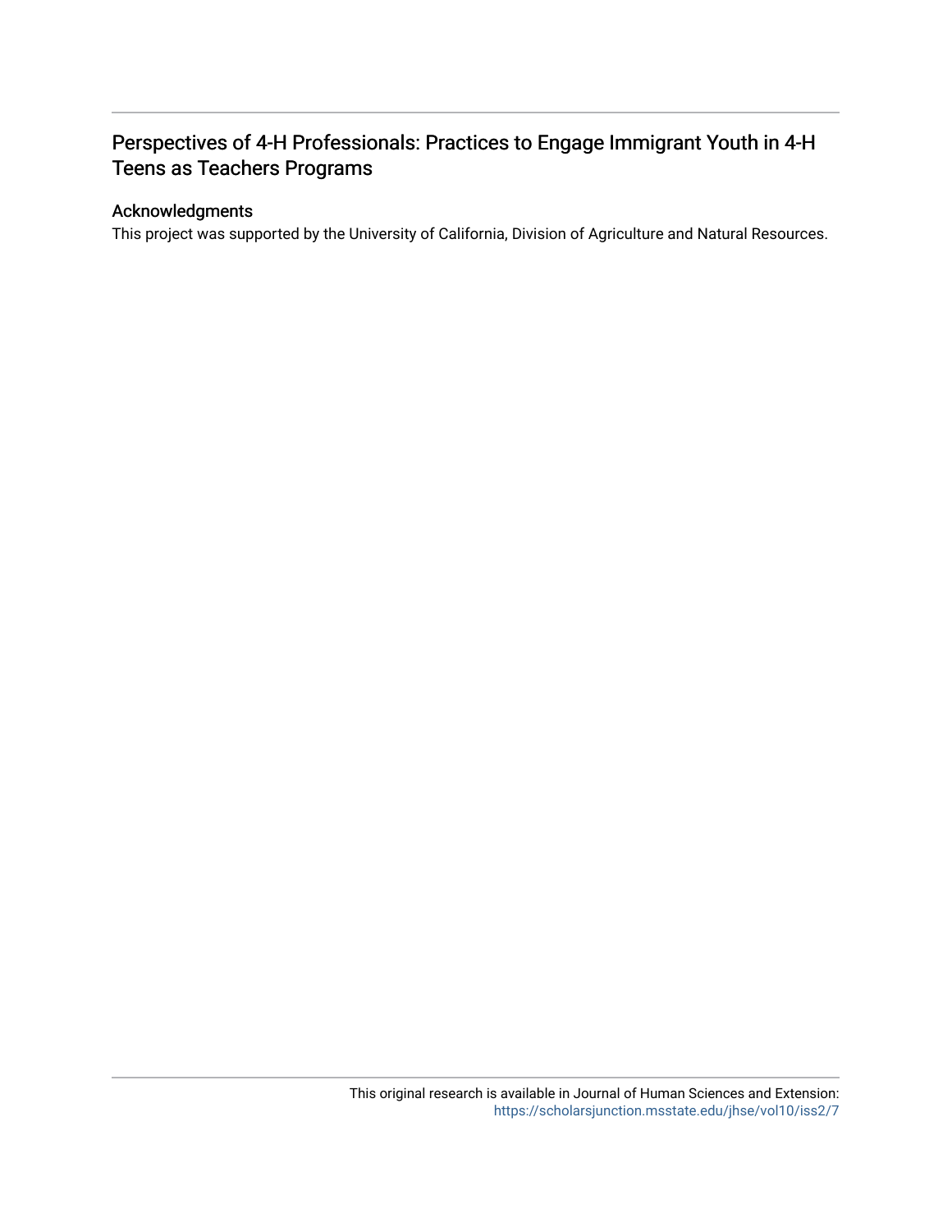# Perspectives of 4-H Professionals: Practices to Engage Immigrant Youth in 4-H Teens as Teachers Programs

## Acknowledgments

This project was supported by the University of California, Division of Agriculture and Natural Resources.

This original research is available in Journal of Human Sciences and Extension: https://scholarsjunction.msstate.edu/jhse/vol10/iss2/7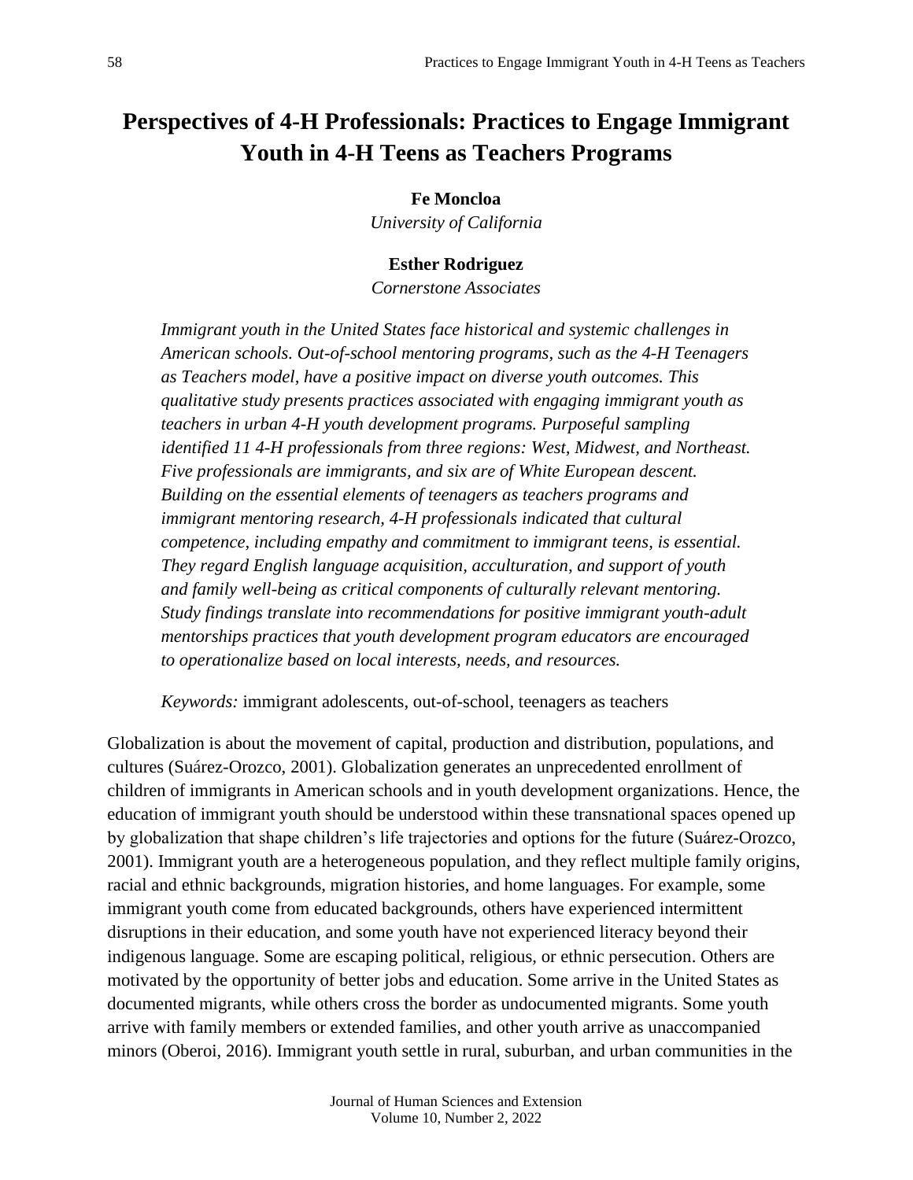# Perspectives of 4-H Professionals: Practices to Engage Immigrant Youth in 4-H Teens as Teachers Programs

**Fe Moncloa**
*University of California*

**Esther Rodriguez**
*Cornerstone Associates*

*Immigrant youth in the United States face historical and systemic challenges in American schools. Out-of-school mentoring programs, such as the 4-H Teenagers as Teachers model, have a positive impact on diverse youth outcomes. This qualitative study presents practices associated with engaging immigrant youth as teachers in urban 4-H youth development programs. Purposeful sampling identified 11 4-H professionals from three regions: West, Midwest, and Northeast. Five professionals are immigrants, and six are of White European descent. Building on the essential elements of teenagers as teachers programs and immigrant mentoring research, 4-H professionals indicated that cultural competence, including empathy and commitment to immigrant teens, is essential. They regard English language acquisition, acculturation, and support of youth and family well-being as critical components of culturally relevant mentoring. Study findings translate into recommendations for positive immigrant youth-adult mentorships practices that youth development program educators are encouraged to operationalize based on local interests, needs, and resources.*

*Keywords:* immigrant adolescents, out-of-school, teenagers as teachers

Globalization is about the movement of capital, production and distribution, populations, and cultures (Suárez-Orozco, 2001). Globalization generates an unprecedented enrollment of children of immigrants in American schools and in youth development organizations. Hence, the education of immigrant youth should be understood within these transnational spaces opened up by globalization that shape children's life trajectories and options for the future (Suárez-Orozco, 2001). Immigrant youth are a heterogeneous population, and they reflect multiple family origins, racial and ethnic backgrounds, migration histories, and home languages. For example, some immigrant youth come from educated backgrounds, others have experienced intermittent disruptions in their education, and some youth have not experienced literacy beyond their indigenous language. Some are escaping political, religious, or ethnic persecution. Others are motivated by the opportunity of better jobs and education. Some arrive in the United States as documented migrants, while others cross the border as undocumented migrants. Some youth arrive with family members or extended families, and other youth arrive as unaccompanied minors (Oberoi, 2016). Immigrant youth settle in rural, suburban, and urban communities in the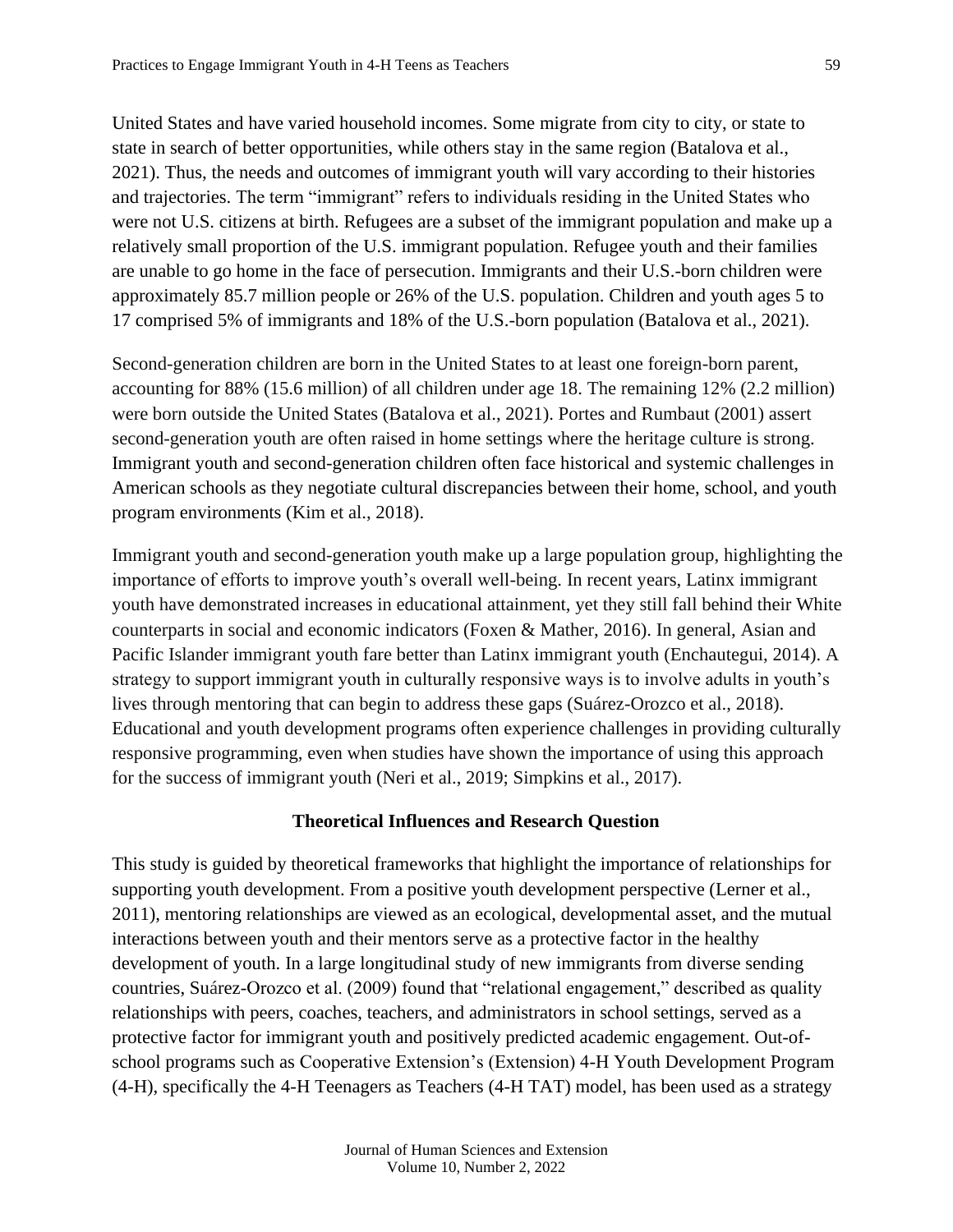United States and have varied household incomes. Some migrate from city to city, or state to state in search of better opportunities, while others stay in the same region (Batalova et al., 2021). Thus, the needs and outcomes of immigrant youth will vary according to their histories and trajectories. The term "immigrant" refers to individuals residing in the United States who were not U.S. citizens at birth. Refugees are a subset of the immigrant population and make up a relatively small proportion of the U.S. immigrant population. Refugee youth and their families are unable to go home in the face of persecution. Immigrants and their U.S.-born children were approximately 85.7 million people or 26% of the U.S. population. Children and youth ages 5 to 17 comprised 5% of immigrants and 18% of the U.S.-born population (Batalova et al., 2021).

Second-generation children are born in the United States to at least one foreign-born parent, accounting for 88% (15.6 million) of all children under age 18. The remaining 12% (2.2 million) were born outside the United States (Batalova et al., 2021). Portes and Rumbaut (2001) assert second-generation youth are often raised in home settings where the heritage culture is strong. Immigrant youth and second-generation children often face historical and systemic challenges in American schools as they negotiate cultural discrepancies between their home, school, and youth program environments (Kim et al., 2018).

Immigrant youth and second-generation youth make up a large population group, highlighting the importance of efforts to improve youth's overall well-being. In recent years, Latinx immigrant youth have demonstrated increases in educational attainment, yet they still fall behind their White counterparts in social and economic indicators (Foxen & Mather, 2016). In general, Asian and Pacific Islander immigrant youth fare better than Latinx immigrant youth (Enchautegui, 2014). A strategy to support immigrant youth in culturally responsive ways is to involve adults in youth's lives through mentoring that can begin to address these gaps (Suárez-Orozco et al., 2018). Educational and youth development programs often experience challenges in providing culturally responsive programming, even when studies have shown the importance of using this approach for the success of immigrant youth (Neri et al., 2019; Simpkins et al., 2017).

## Theoretical Influences and Research Question

This study is guided by theoretical frameworks that highlight the importance of relationships for supporting youth development. From a positive youth development perspective (Lerner et al., 2011), mentoring relationships are viewed as an ecological, developmental asset, and the mutual interactions between youth and their mentors serve as a protective factor in the healthy development of youth. In a large longitudinal study of new immigrants from diverse sending countries, Suárez-Orozco et al. (2009) found that "relational engagement," described as quality relationships with peers, coaches, teachers, and administrators in school settings, served as a protective factor for immigrant youth and positively predicted academic engagement. Out-of-school programs such as Cooperative Extension's (Extension) 4-H Youth Development Program (4-H), specifically the 4-H Teenagers as Teachers (4-H TAT) model, has been used as a strategy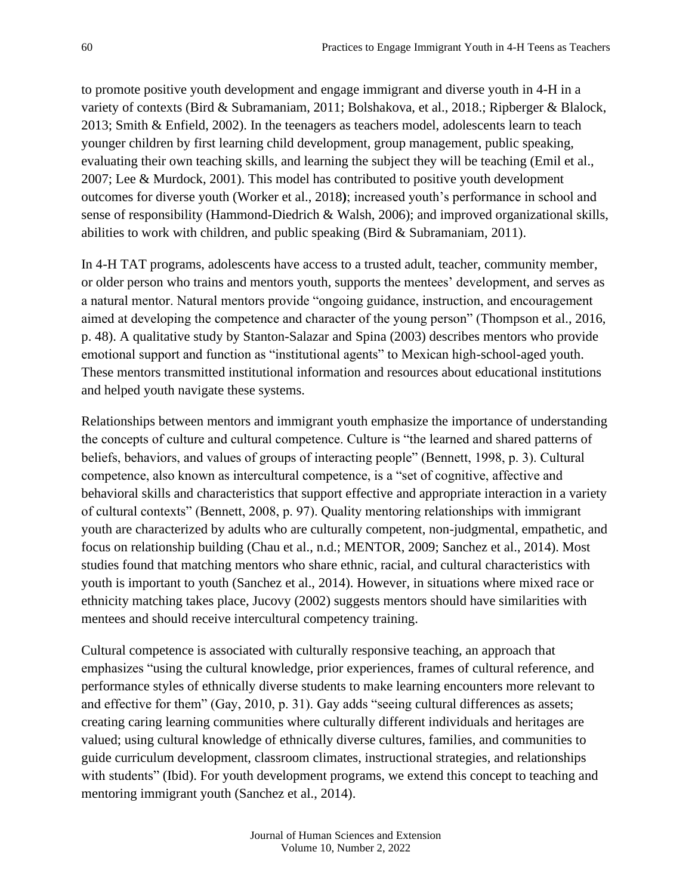to promote positive youth development and engage immigrant and diverse youth in 4-H in a variety of contexts (Bird & Subramaniam, 2011; Bolshakova, et al., 2018.; Ripberger & Blalock, 2013; Smith & Enfield, 2002). In the teenagers as teachers model, adolescents learn to teach younger children by first learning child development, group management, public speaking, evaluating their own teaching skills, and learning the subject they will be teaching (Emil et al., 2007; Lee & Murdock, 2001). This model has contributed to positive youth development outcomes for diverse youth (Worker et al., 2018**)**; increased youth's performance in school and sense of responsibility (Hammond-Diedrich & Walsh, 2006); and improved organizational skills, abilities to work with children, and public speaking (Bird & Subramaniam, 2011).

In 4-H TAT programs, adolescents have access to a trusted adult, teacher, community member, or older person who trains and mentors youth, supports the mentees' development, and serves as a natural mentor. Natural mentors provide "ongoing guidance, instruction, and encouragement aimed at developing the competence and character of the young person" (Thompson et al., 2016, p. 48). A qualitative study by Stanton-Salazar and Spina (2003) describes mentors who provide emotional support and function as "institutional agents" to Mexican high-school-aged youth. These mentors transmitted institutional information and resources about educational institutions and helped youth navigate these systems.

Relationships between mentors and immigrant youth emphasize the importance of understanding the concepts of culture and cultural competence. Culture is "the learned and shared patterns of beliefs, behaviors, and values of groups of interacting people" (Bennett, 1998, p. 3). Cultural competence, also known as intercultural competence, is a "set of cognitive, affective and behavioral skills and characteristics that support effective and appropriate interaction in a variety of cultural contexts" (Bennett, 2008, p. 97). Quality mentoring relationships with immigrant youth are characterized by adults who are culturally competent, non-judgmental, empathetic, and focus on relationship building (Chau et al., n.d.; MENTOR, 2009; Sanchez et al., 2014). Most studies found that matching mentors who share ethnic, racial, and cultural characteristics with youth is important to youth (Sanchez et al., 2014). However, in situations where mixed race or ethnicity matching takes place, Jucovy (2002) suggests mentors should have similarities with mentees and should receive intercultural competency training.

Cultural competence is associated with culturally responsive teaching, an approach that emphasizes "using the cultural knowledge, prior experiences, frames of cultural reference, and performance styles of ethnically diverse students to make learning encounters more relevant to and effective for them" (Gay, 2010, p. 31). Gay adds "seeing cultural differences as assets; creating caring learning communities where culturally different individuals and heritages are valued; using cultural knowledge of ethnically diverse cultures, families, and communities to guide curriculum development, classroom climates, instructional strategies, and relationships with students" (Ibid). For youth development programs, we extend this concept to teaching and mentoring immigrant youth (Sanchez et al., 2014).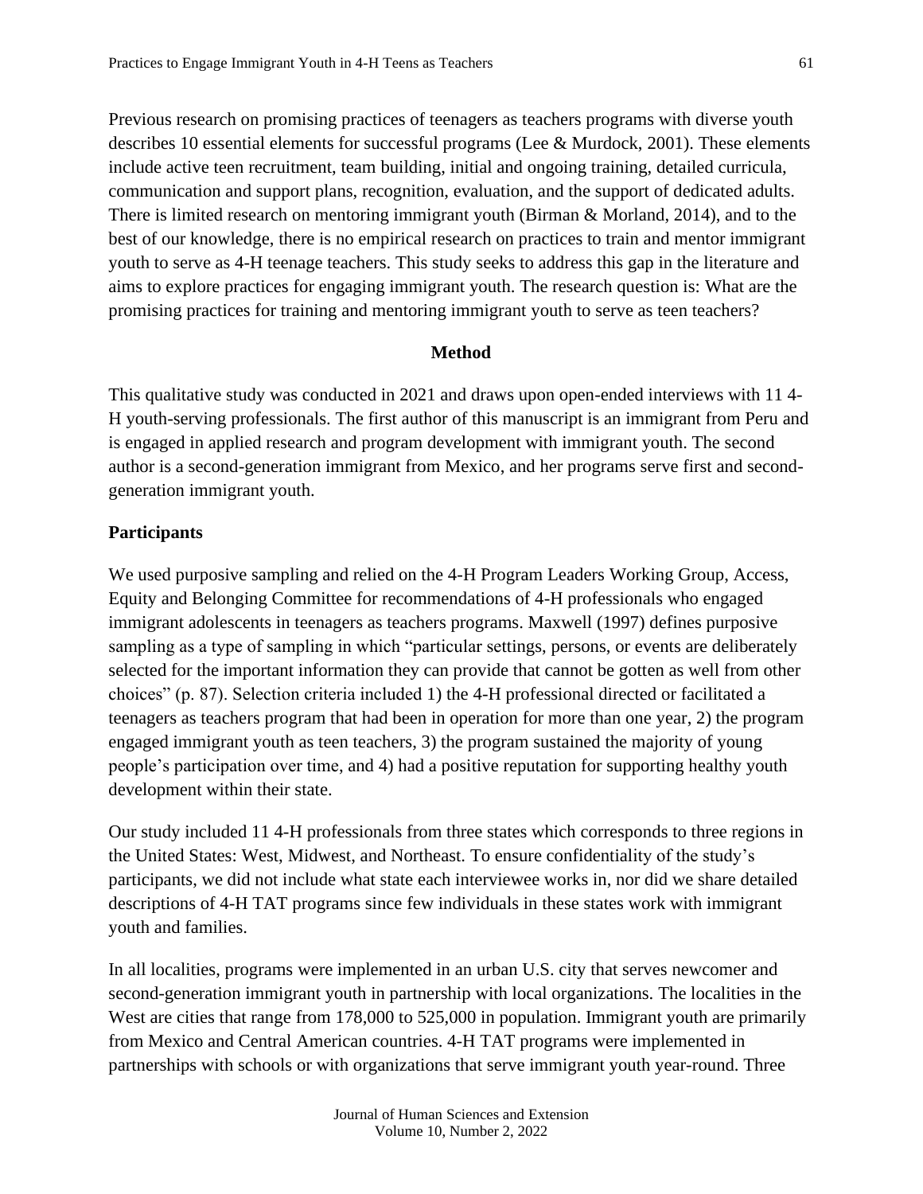Previous research on promising practices of teenagers as teachers programs with diverse youth describes 10 essential elements for successful programs (Lee & Murdock, 2001). These elements include active teen recruitment, team building, initial and ongoing training, detailed curricula, communication and support plans, recognition, evaluation, and the support of dedicated adults. There is limited research on mentoring immigrant youth (Birman & Morland, 2014), and to the best of our knowledge, there is no empirical research on practices to train and mentor immigrant youth to serve as 4-H teenage teachers. This study seeks to address this gap in the literature and aims to explore practices for engaging immigrant youth. The research question is: What are the promising practices for training and mentoring immigrant youth to serve as teen teachers?

## Method

This qualitative study was conducted in 2021 and draws upon open-ended interviews with 11 4-H youth-serving professionals. The first author of this manuscript is an immigrant from Peru and is engaged in applied research and program development with immigrant youth. The second author is a second-generation immigrant from Mexico, and her programs serve first and second-generation immigrant youth.

### Participants

We used purposive sampling and relied on the 4-H Program Leaders Working Group, Access, Equity and Belonging Committee for recommendations of 4-H professionals who engaged immigrant adolescents in teenagers as teachers programs. Maxwell (1997) defines purposive sampling as a type of sampling in which "particular settings, persons, or events are deliberately selected for the important information they can provide that cannot be gotten as well from other choices" (p. 87). Selection criteria included 1) the 4-H professional directed or facilitated a teenagers as teachers program that had been in operation for more than one year, 2) the program engaged immigrant youth as teen teachers, 3) the program sustained the majority of young people's participation over time, and 4) had a positive reputation for supporting healthy youth development within their state.

Our study included 11 4-H professionals from three states which corresponds to three regions in the United States: West, Midwest, and Northeast. To ensure confidentiality of the study's participants, we did not include what state each interviewee works in, nor did we share detailed descriptions of 4-H TAT programs since few individuals in these states work with immigrant youth and families.

In all localities, programs were implemented in an urban U.S. city that serves newcomer and second-generation immigrant youth in partnership with local organizations. The localities in the West are cities that range from 178,000 to 525,000 in population. Immigrant youth are primarily from Mexico and Central American countries. 4-H TAT programs were implemented in partnerships with schools or with organizations that serve immigrant youth year-round. Three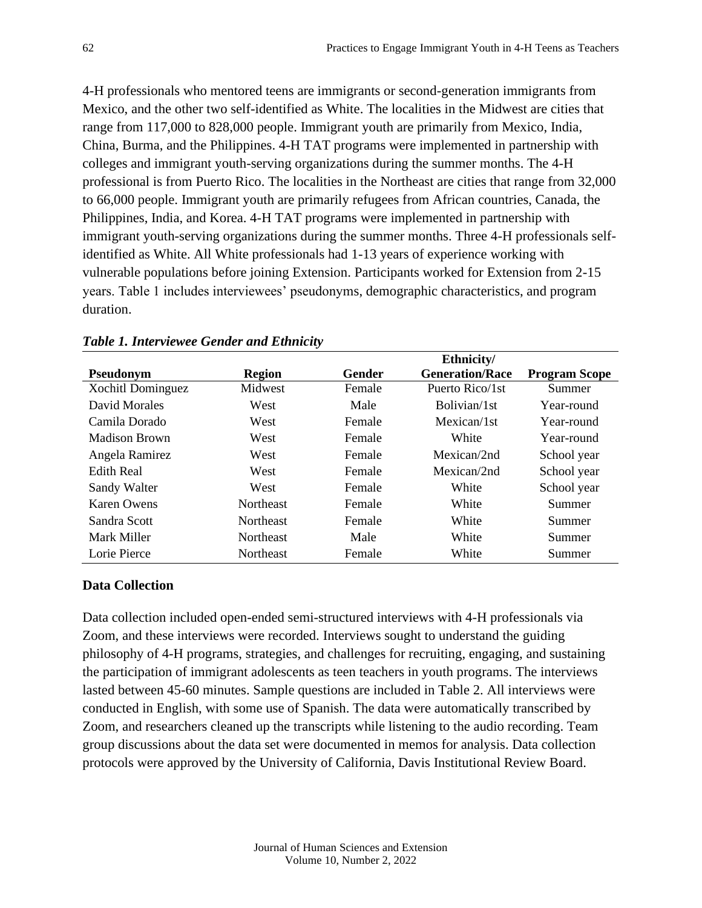4-H professionals who mentored teens are immigrants or second-generation immigrants from Mexico, and the other two self-identified as White. The localities in the Midwest are cities that range from 117,000 to 828,000 people. Immigrant youth are primarily from Mexico, India, China, Burma, and the Philippines. 4-H TAT programs were implemented in partnership with colleges and immigrant youth-serving organizations during the summer months. The 4-H professional is from Puerto Rico. The localities in the Northeast are cities that range from 32,000 to 66,000 people. Immigrant youth are primarily refugees from African countries, Canada, the Philippines, India, and Korea. 4-H TAT programs were implemented in partnership with immigrant youth-serving organizations during the summer months. Three 4-H professionals self-identified as White. All White professionals had 1-13 years of experience working with vulnerable populations before joining Extension. Participants worked for Extension from 2-15 years. Table 1 includes interviewees' pseudonyms, demographic characteristics, and program duration.

***Table 1. Interviewee Gender and Ethnicity***

| Pseudonym | Region | Gender | Ethnicity/ Generation/Race | Program Scope |
|---|---|---|---|---|
| Xochitl Dominguez | Midwest | Female | Puerto Rico/1st | Summer |
| David Morales | West | Male | Bolivian/1st | Year-round |
| Camila Dorado | West | Female | Mexican/1st | Year-round |
| Madison Brown | West | Female | White | Year-round |
| Angela Ramirez | West | Female | Mexican/2nd | School year |
| Edith Real | West | Female | Mexican/2nd | School year |
| Sandy Walter | West | Female | White | School year |
| Karen Owens | Northeast | Female | White | Summer |
| Sandra Scott | Northeast | Female | White | Summer |
| Mark Miller | Northeast | Male | White | Summer |
| Lorie Pierce | Northeast | Female | White | Summer |

### Data Collection

Data collection included open-ended semi-structured interviews with 4-H professionals via Zoom, and these interviews were recorded. Interviews sought to understand the guiding philosophy of 4-H programs, strategies, and challenges for recruiting, engaging, and sustaining the participation of immigrant adolescents as teen teachers in youth programs. The interviews lasted between 45-60 minutes. Sample questions are included in Table 2. All interviews were conducted in English, with some use of Spanish. The data were automatically transcribed by Zoom, and researchers cleaned up the transcripts while listening to the audio recording. Team group discussions about the data set were documented in memos for analysis. Data collection protocols were approved by the University of California, Davis Institutional Review Board.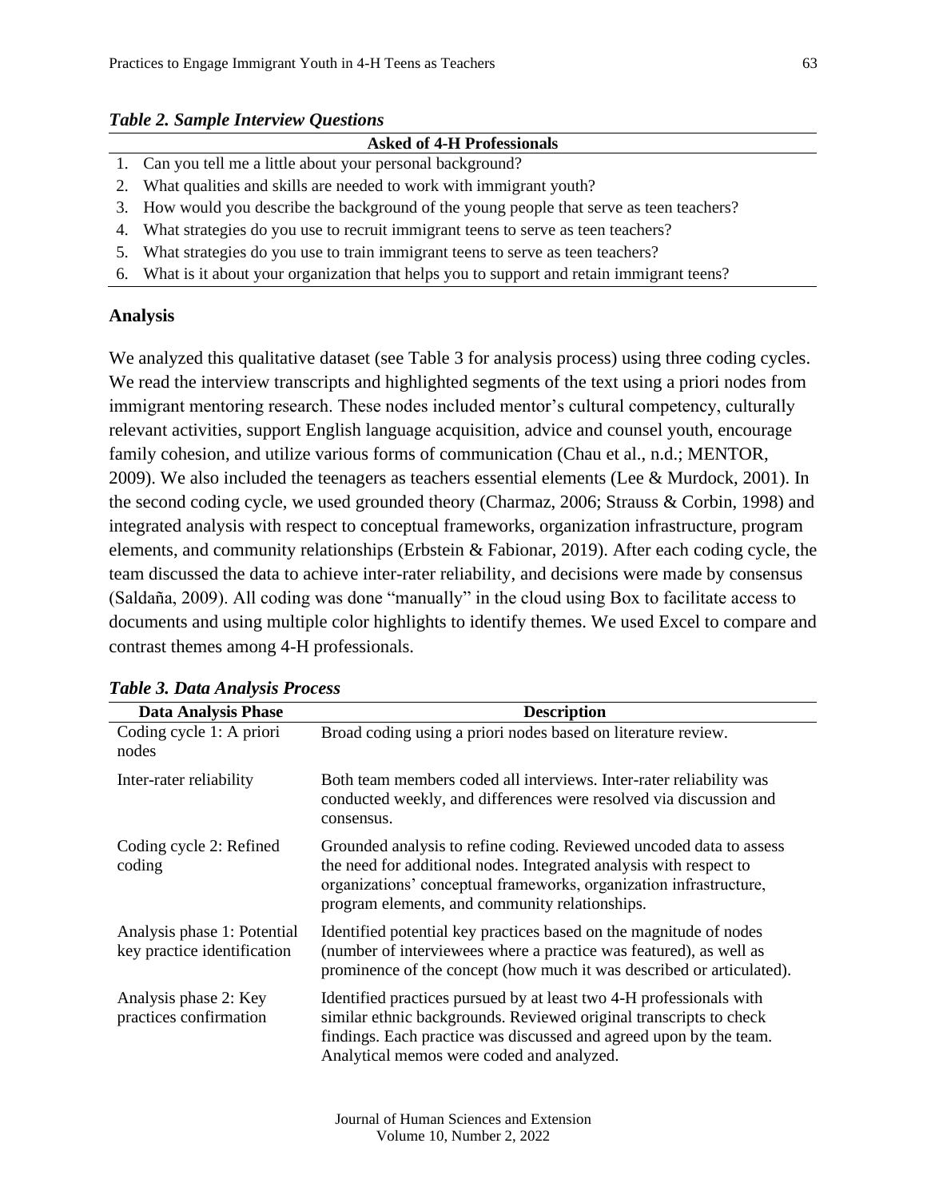***Table 2. Sample Interview Questions***

| Asked of 4-H Professionals |
| --- |
| 1. Can you tell me a little about your personal background? |
| 2. What qualities and skills are needed to work with immigrant youth? |
| 3. How would you describe the background of the young people that serve as teen teachers? |
| 4. What strategies do you use to recruit immigrant teens to serve as teen teachers? |
| 5. What strategies do you use to train immigrant teens to serve as teen teachers? |
| 6. What is it about your organization that helps you to support and retain immigrant teens? |

### Analysis

We analyzed this qualitative dataset (see Table 3 for analysis process) using three coding cycles. We read the interview transcripts and highlighted segments of the text using a priori nodes from immigrant mentoring research. These nodes included mentor's cultural competency, culturally relevant activities, support English language acquisition, advice and counsel youth, encourage family cohesion, and utilize various forms of communication (Chau et al., n.d.; MENTOR, 2009). We also included the teenagers as teachers essential elements (Lee & Murdock, 2001). In the second coding cycle, we used grounded theory (Charmaz, 2006; Strauss & Corbin, 1998) and integrated analysis with respect to conceptual frameworks, organization infrastructure, program elements, and community relationships (Erbstein & Fabionar, 2019). After each coding cycle, the team discussed the data to achieve inter-rater reliability, and decisions were made by consensus (Saldaña, 2009). All coding was done "manually" in the cloud using Box to facilitate access to documents and using multiple color highlights to identify themes. We used Excel to compare and contrast themes among 4-H professionals.

***Table 3. Data Analysis Process***

| Data Analysis Phase | Description |
| --- | --- |
| Coding cycle 1: A priori nodes | Broad coding using a priori nodes based on literature review. |
| Inter-rater reliability | Both team members coded all interviews. Inter-rater reliability was conducted weekly, and differences were resolved via discussion and consensus. |
| Coding cycle 2: Refined coding | Grounded analysis to refine coding. Reviewed uncoded data to assess the need for additional nodes. Integrated analysis with respect to organizations' conceptual frameworks, organization infrastructure, program elements, and community relationships. |
| Analysis phase 1: Potential key practice identification | Identified potential key practices based on the magnitude of nodes (number of interviewees where a practice was featured), as well as prominence of the concept (how much it was described or articulated). |
| Analysis phase 2: Key practices confirmation | Identified practices pursued by at least two 4-H professionals with similar ethnic backgrounds. Reviewed original transcripts to check findings. Each practice was discussed and agreed upon by the team. Analytical memos were coded and analyzed. |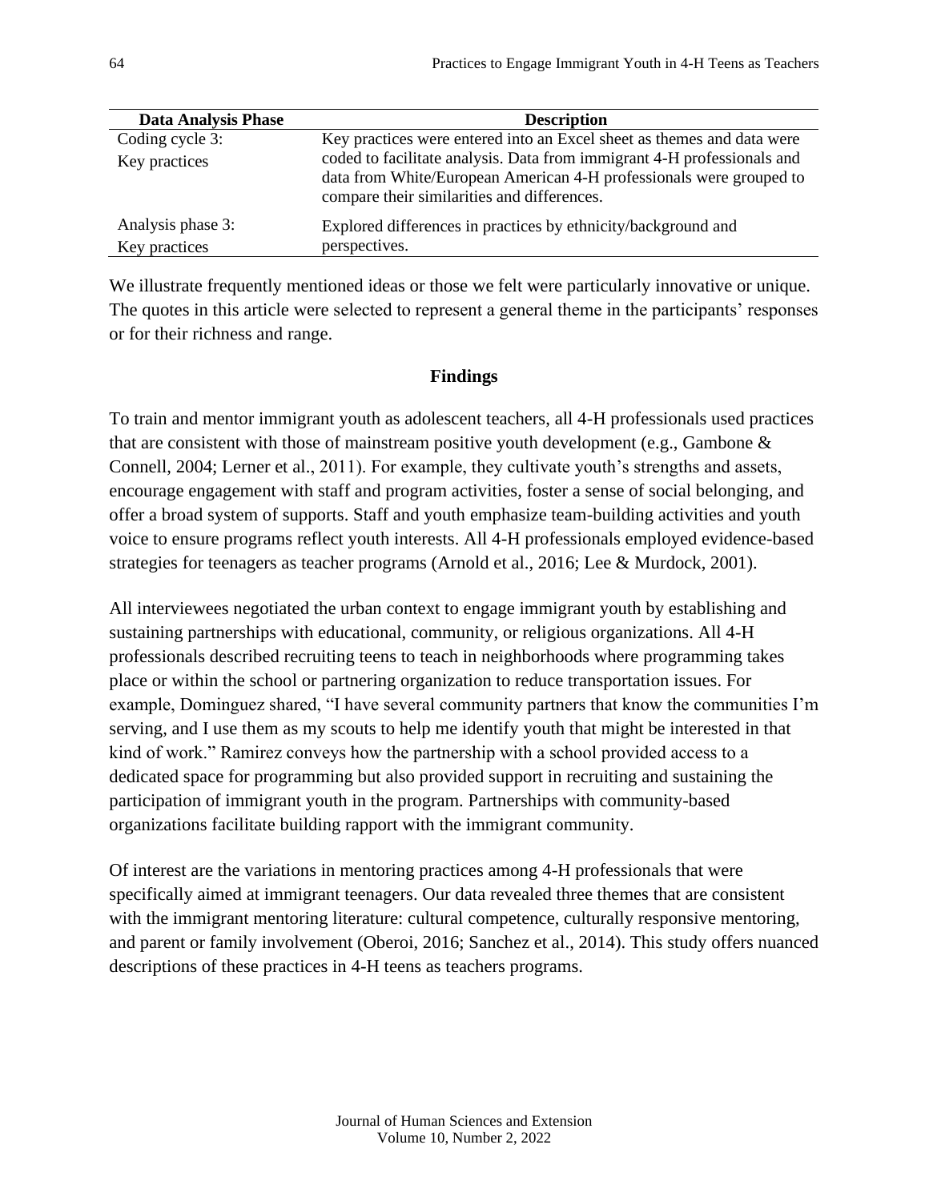| Data Analysis Phase | Description |
|---|---|
| Coding cycle 3: Key practices | Key practices were entered into an Excel sheet as themes and data were coded to facilitate analysis. Data from immigrant 4-H professionals and data from White/European American 4-H professionals were grouped to compare their similarities and differences. |
| Analysis phase 3: Key practices | Explored differences in practices by ethnicity/background and perspectives. |

We illustrate frequently mentioned ideas or those we felt were particularly innovative or unique. The quotes in this article were selected to represent a general theme in the participants' responses or for their richness and range.

## Findings

To train and mentor immigrant youth as adolescent teachers, all 4-H professionals used practices that are consistent with those of mainstream positive youth development (e.g., Gambone & Connell, 2004; Lerner et al., 2011). For example, they cultivate youth's strengths and assets, encourage engagement with staff and program activities, foster a sense of social belonging, and offer a broad system of supports. Staff and youth emphasize team-building activities and youth voice to ensure programs reflect youth interests. All 4-H professionals employed evidence-based strategies for teenagers as teacher programs (Arnold et al., 2016; Lee & Murdock, 2001).

All interviewees negotiated the urban context to engage immigrant youth by establishing and sustaining partnerships with educational, community, or religious organizations. All 4-H professionals described recruiting teens to teach in neighborhoods where programming takes place or within the school or partnering organization to reduce transportation issues. For example, Dominguez shared, "I have several community partners that know the communities I'm serving, and I use them as my scouts to help me identify youth that might be interested in that kind of work." Ramirez conveys how the partnership with a school provided access to a dedicated space for programming but also provided support in recruiting and sustaining the participation of immigrant youth in the program. Partnerships with community-based organizations facilitate building rapport with the immigrant community.

Of interest are the variations in mentoring practices among 4-H professionals that were specifically aimed at immigrant teenagers. Our data revealed three themes that are consistent with the immigrant mentoring literature: cultural competence, culturally responsive mentoring, and parent or family involvement (Oberoi, 2016; Sanchez et al., 2014). This study offers nuanced descriptions of these practices in 4-H teens as teachers programs.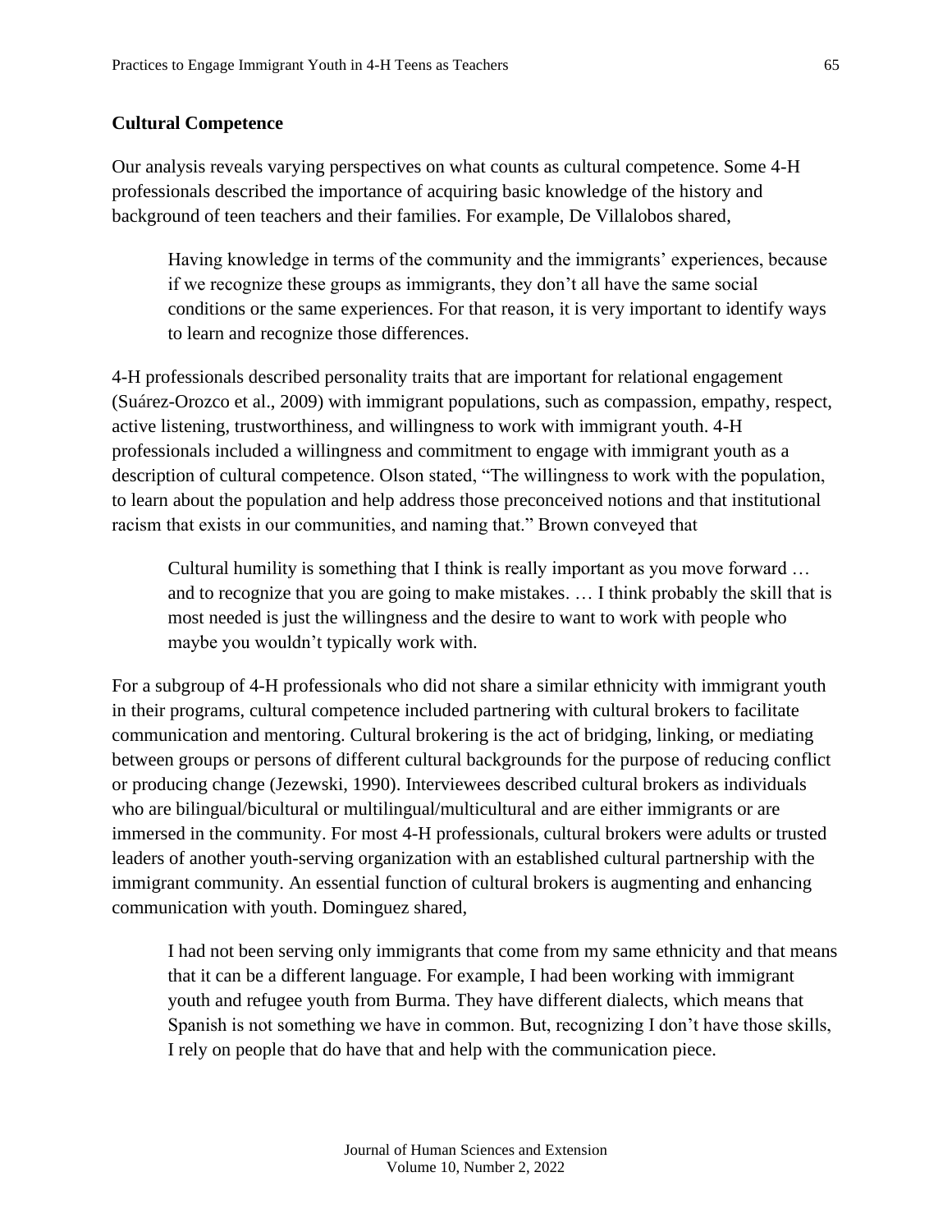### Cultural Competence

Our analysis reveals varying perspectives on what counts as cultural competence. Some 4-H professionals described the importance of acquiring basic knowledge of the history and background of teen teachers and their families. For example, De Villalobos shared,

> Having knowledge in terms of the community and the immigrants' experiences, because if we recognize these groups as immigrants, they don't all have the same social conditions or the same experiences. For that reason, it is very important to identify ways to learn and recognize those differences.

4-H professionals described personality traits that are important for relational engagement (Suárez-Orozco et al., 2009) with immigrant populations, such as compassion, empathy, respect, active listening, trustworthiness, and willingness to work with immigrant youth. 4-H professionals included a willingness and commitment to engage with immigrant youth as a description of cultural competence. Olson stated, "The willingness to work with the population, to learn about the population and help address those preconceived notions and that institutional racism that exists in our communities, and naming that." Brown conveyed that

> Cultural humility is something that I think is really important as you move forward … and to recognize that you are going to make mistakes. … I think probably the skill that is most needed is just the willingness and the desire to want to work with people who maybe you wouldn't typically work with.

For a subgroup of 4-H professionals who did not share a similar ethnicity with immigrant youth in their programs, cultural competence included partnering with cultural brokers to facilitate communication and mentoring. Cultural brokering is the act of bridging, linking, or mediating between groups or persons of different cultural backgrounds for the purpose of reducing conflict or producing change (Jezewski, 1990). Interviewees described cultural brokers as individuals who are bilingual/bicultural or multilingual/multicultural and are either immigrants or are immersed in the community. For most 4-H professionals, cultural brokers were adults or trusted leaders of another youth-serving organization with an established cultural partnership with the immigrant community. An essential function of cultural brokers is augmenting and enhancing communication with youth. Dominguez shared,

> I had not been serving only immigrants that come from my same ethnicity and that means that it can be a different language. For example, I had been working with immigrant youth and refugee youth from Burma. They have different dialects, which means that Spanish is not something we have in common. But, recognizing I don't have those skills, I rely on people that do have that and help with the communication piece.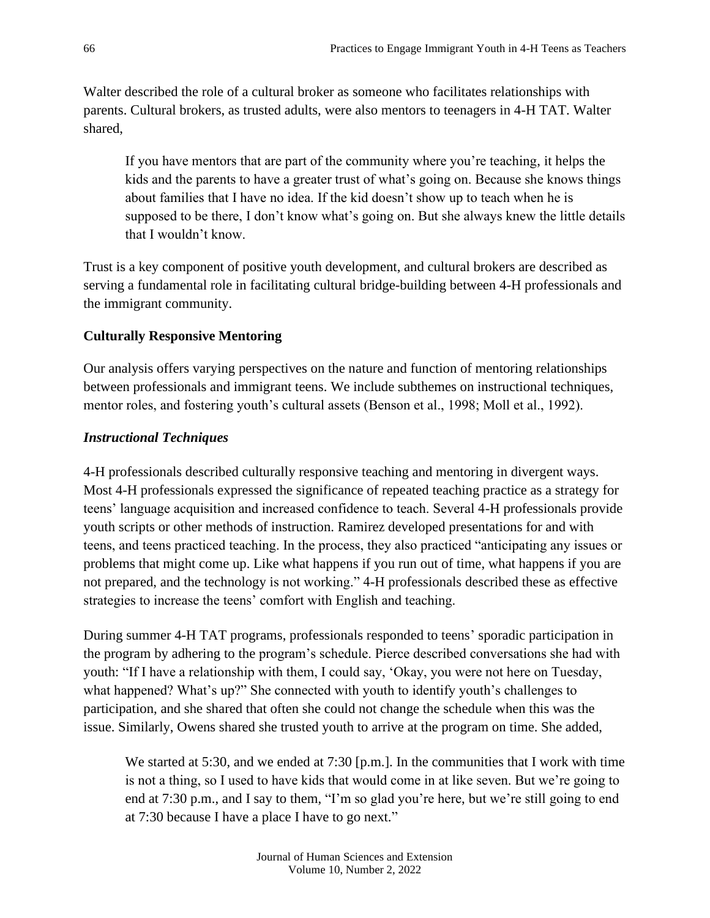Walter described the role of a cultural broker as someone who facilitates relationships with parents. Cultural brokers, as trusted adults, were also mentors to teenagers in 4-H TAT. Walter shared,

> If you have mentors that are part of the community where you're teaching, it helps the kids and the parents to have a greater trust of what's going on. Because she knows things about families that I have no idea. If the kid doesn't show up to teach when he is supposed to be there, I don't know what's going on. But she always knew the little details that I wouldn't know.

Trust is a key component of positive youth development, and cultural brokers are described as serving a fundamental role in facilitating cultural bridge-building between 4-H professionals and the immigrant community.

## Culturally Responsive Mentoring

Our analysis offers varying perspectives on the nature and function of mentoring relationships between professionals and immigrant teens. We include subthemes on instructional techniques, mentor roles, and fostering youth's cultural assets (Benson et al., 1998; Moll et al., 1992).

### *Instructional Techniques*

4-H professionals described culturally responsive teaching and mentoring in divergent ways. Most 4-H professionals expressed the significance of repeated teaching practice as a strategy for teens' language acquisition and increased confidence to teach. Several 4-H professionals provide youth scripts or other methods of instruction. Ramirez developed presentations for and with teens, and teens practiced teaching. In the process, they also practiced "anticipating any issues or problems that might come up. Like what happens if you run out of time, what happens if you are not prepared, and the technology is not working." 4-H professionals described these as effective strategies to increase the teens' comfort with English and teaching.

During summer 4-H TAT programs, professionals responded to teens' sporadic participation in the program by adhering to the program's schedule. Pierce described conversations she had with youth: "If I have a relationship with them, I could say, 'Okay, you were not here on Tuesday, what happened? What's up?" She connected with youth to identify youth's challenges to participation, and she shared that often she could not change the schedule when this was the issue. Similarly, Owens shared she trusted youth to arrive at the program on time. She added,

> We started at 5:30, and we ended at 7:30 [p.m.]. In the communities that I work with time is not a thing, so I used to have kids that would come in at like seven. But we're going to end at 7:30 p.m., and I say to them, "I'm so glad you're here, but we're still going to end at 7:30 because I have a place I have to go next."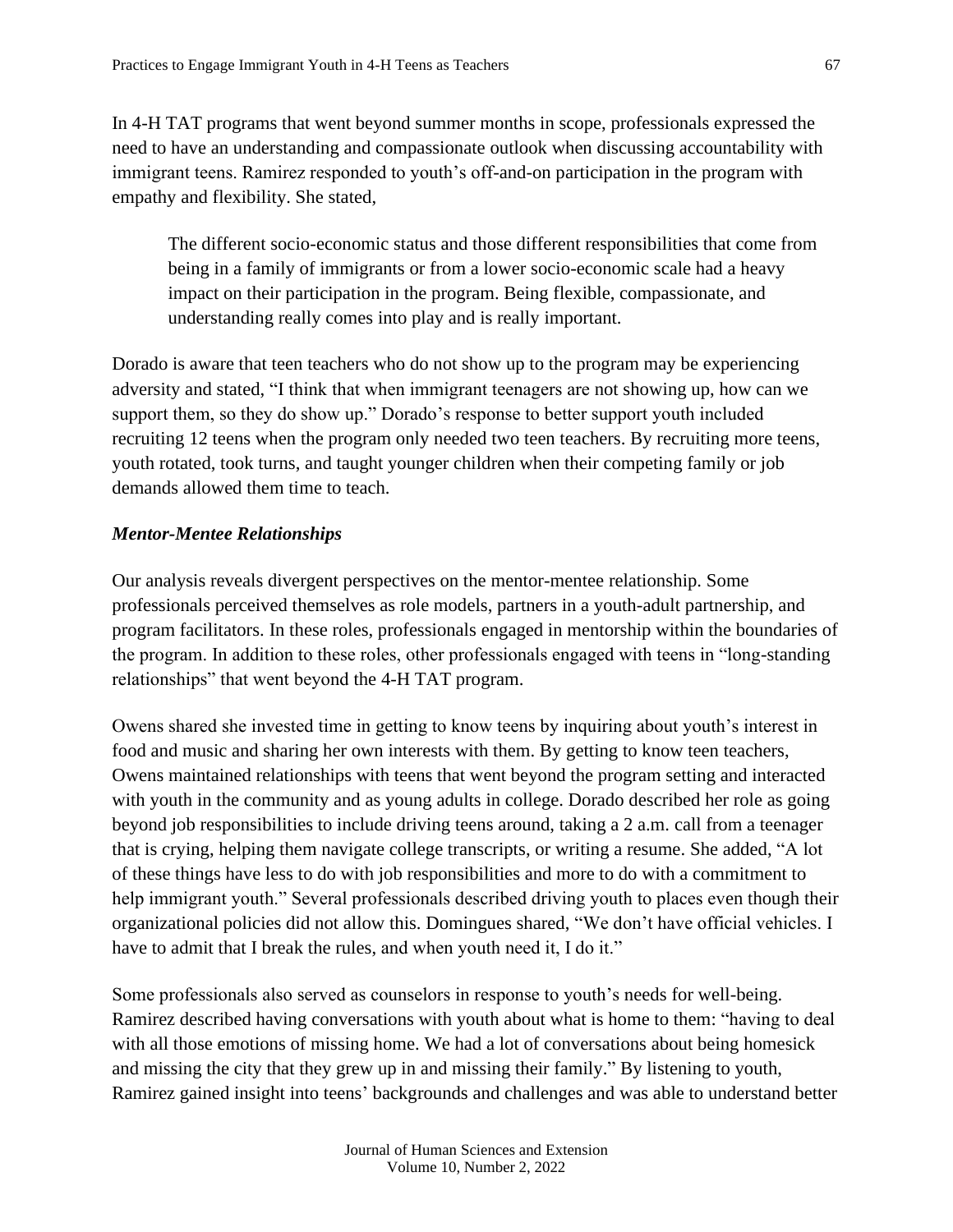In 4-H TAT programs that went beyond summer months in scope, professionals expressed the need to have an understanding and compassionate outlook when discussing accountability with immigrant teens. Ramirez responded to youth's off-and-on participation in the program with empathy and flexibility. She stated,

> The different socio-economic status and those different responsibilities that come from being in a family of immigrants or from a lower socio-economic scale had a heavy impact on their participation in the program. Being flexible, compassionate, and understanding really comes into play and is really important.

Dorado is aware that teen teachers who do not show up to the program may be experiencing adversity and stated, "I think that when immigrant teenagers are not showing up, how can we support them, so they do show up." Dorado's response to better support youth included recruiting 12 teens when the program only needed two teen teachers. By recruiting more teens, youth rotated, took turns, and taught younger children when their competing family or job demands allowed them time to teach.

### *Mentor-Mentee Relationships*

Our analysis reveals divergent perspectives on the mentor-mentee relationship. Some professionals perceived themselves as role models, partners in a youth-adult partnership, and program facilitators. In these roles, professionals engaged in mentorship within the boundaries of the program. In addition to these roles, other professionals engaged with teens in "long-standing relationships" that went beyond the 4-H TAT program.

Owens shared she invested time in getting to know teens by inquiring about youth's interest in food and music and sharing her own interests with them. By getting to know teen teachers, Owens maintained relationships with teens that went beyond the program setting and interacted with youth in the community and as young adults in college. Dorado described her role as going beyond job responsibilities to include driving teens around, taking a 2 a.m. call from a teenager that is crying, helping them navigate college transcripts, or writing a resume. She added, "A lot of these things have less to do with job responsibilities and more to do with a commitment to help immigrant youth." Several professionals described driving youth to places even though their organizational policies did not allow this. Domingues shared, "We don't have official vehicles. I have to admit that I break the rules, and when youth need it, I do it."

Some professionals also served as counselors in response to youth's needs for well-being. Ramirez described having conversations with youth about what is home to them: "having to deal with all those emotions of missing home. We had a lot of conversations about being homesick and missing the city that they grew up in and missing their family." By listening to youth, Ramirez gained insight into teens' backgrounds and challenges and was able to understand better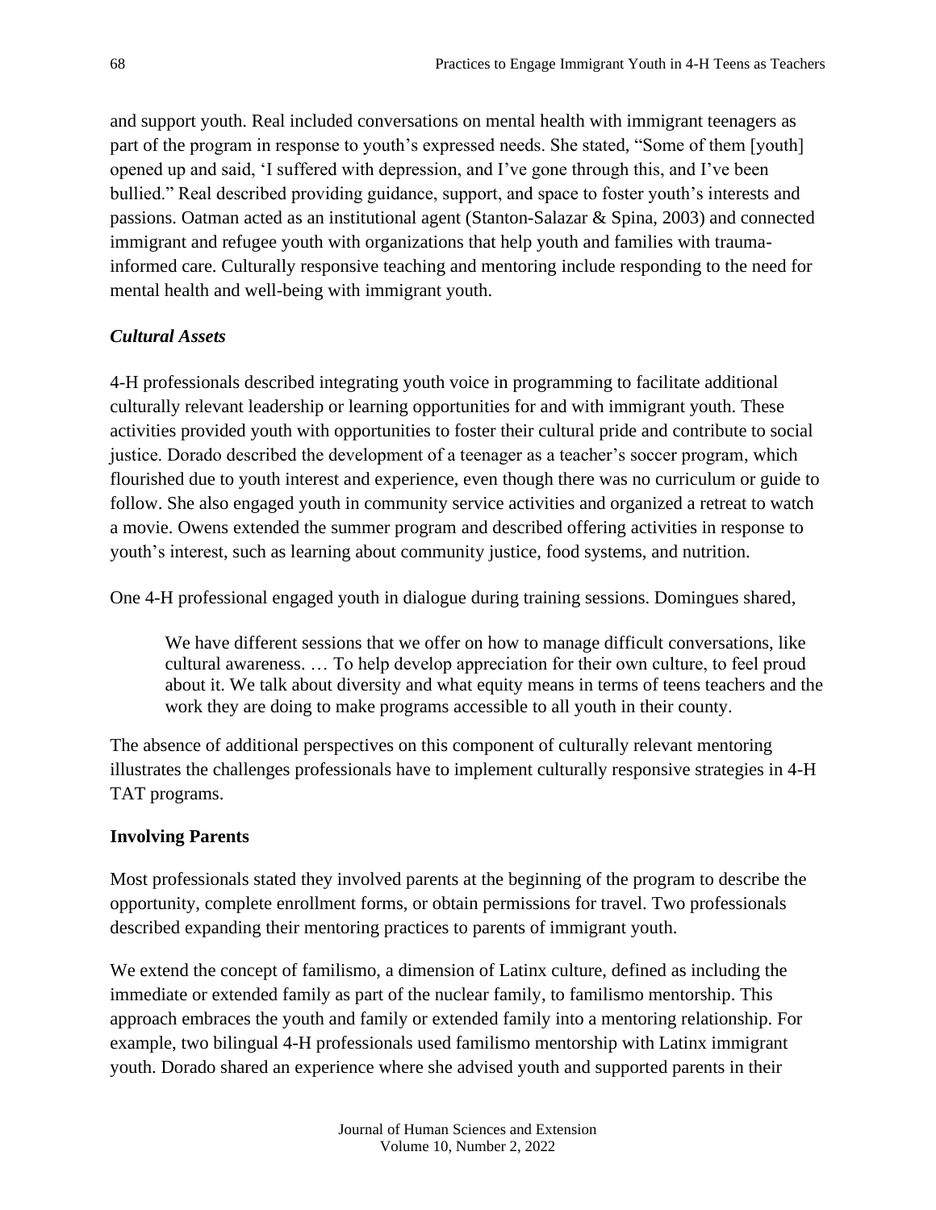and support youth. Real included conversations on mental health with immigrant teenagers as part of the program in response to youth's expressed needs. She stated, "Some of them [youth] opened up and said, 'I suffered with depression, and I've gone through this, and I've been bullied." Real described providing guidance, support, and space to foster youth's interests and passions. Oatman acted as an institutional agent (Stanton-Salazar & Spina, 2003) and connected immigrant and refugee youth with organizations that help youth and families with trauma-informed care. Culturally responsive teaching and mentoring include responding to the need for mental health and well-being with immigrant youth.

### *Cultural Assets*

4-H professionals described integrating youth voice in programming to facilitate additional culturally relevant leadership or learning opportunities for and with immigrant youth. These activities provided youth with opportunities to foster their cultural pride and contribute to social justice. Dorado described the development of a teenager as a teacher's soccer program, which flourished due to youth interest and experience, even though there was no curriculum or guide to follow. She also engaged youth in community service activities and organized a retreat to watch a movie. Owens extended the summer program and described offering activities in response to youth's interest, such as learning about community justice, food systems, and nutrition.

One 4-H professional engaged youth in dialogue during training sessions. Domingues shared,

> We have different sessions that we offer on how to manage difficult conversations, like cultural awareness. … To help develop appreciation for their own culture, to feel proud about it. We talk about diversity and what equity means in terms of teens teachers and the work they are doing to make programs accessible to all youth in their county.

The absence of additional perspectives on this component of culturally relevant mentoring illustrates the challenges professionals have to implement culturally responsive strategies in 4-H TAT programs.

## **Involving Parents**

Most professionals stated they involved parents at the beginning of the program to describe the opportunity, complete enrollment forms, or obtain permissions for travel. Two professionals described expanding their mentoring practices to parents of immigrant youth.

We extend the concept of familismo, a dimension of Latinx culture, defined as including the immediate or extended family as part of the nuclear family, to familismo mentorship. This approach embraces the youth and family or extended family into a mentoring relationship. For example, two bilingual 4-H professionals used familismo mentorship with Latinx immigrant youth. Dorado shared an experience where she advised youth and supported parents in their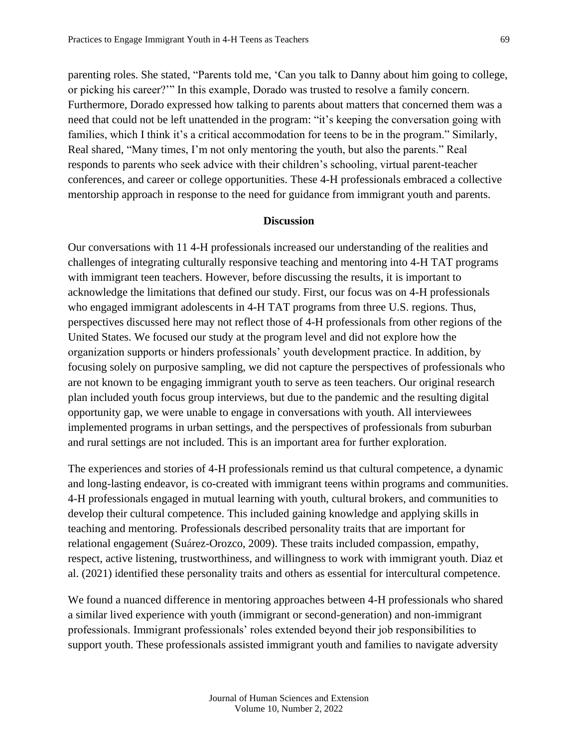parenting roles. She stated, "Parents told me, 'Can you talk to Danny about him going to college, or picking his career?'" In this example, Dorado was trusted to resolve a family concern. Furthermore, Dorado expressed how talking to parents about matters that concerned them was a need that could not be left unattended in the program: "it's keeping the conversation going with families, which I think it's a critical accommodation for teens to be in the program." Similarly, Real shared, "Many times, I'm not only mentoring the youth, but also the parents." Real responds to parents who seek advice with their children's schooling, virtual parent-teacher conferences, and career or college opportunities. These 4-H professionals embraced a collective mentorship approach in response to the need for guidance from immigrant youth and parents.

## Discussion

Our conversations with 11 4-H professionals increased our understanding of the realities and challenges of integrating culturally responsive teaching and mentoring into 4-H TAT programs with immigrant teen teachers. However, before discussing the results, it is important to acknowledge the limitations that defined our study. First, our focus was on 4-H professionals who engaged immigrant adolescents in 4-H TAT programs from three U.S. regions. Thus, perspectives discussed here may not reflect those of 4-H professionals from other regions of the United States. We focused our study at the program level and did not explore how the organization supports or hinders professionals' youth development practice. In addition, by focusing solely on purposive sampling, we did not capture the perspectives of professionals who are not known to be engaging immigrant youth to serve as teen teachers. Our original research plan included youth focus group interviews, but due to the pandemic and the resulting digital opportunity gap, we were unable to engage in conversations with youth. All interviewees implemented programs in urban settings, and the perspectives of professionals from suburban and rural settings are not included. This is an important area for further exploration.

The experiences and stories of 4-H professionals remind us that cultural competence, a dynamic and long-lasting endeavor, is co-created with immigrant teens within programs and communities. 4-H professionals engaged in mutual learning with youth, cultural brokers, and communities to develop their cultural competence. This included gaining knowledge and applying skills in teaching and mentoring. Professionals described personality traits that are important for relational engagement (Suárez-Orozco, 2009). These traits included compassion, empathy, respect, active listening, trustworthiness, and willingness to work with immigrant youth. Diaz et al. (2021) identified these personality traits and others as essential for intercultural competence.

We found a nuanced difference in mentoring approaches between 4-H professionals who shared a similar lived experience with youth (immigrant or second-generation) and non-immigrant professionals. Immigrant professionals' roles extended beyond their job responsibilities to support youth. These professionals assisted immigrant youth and families to navigate adversity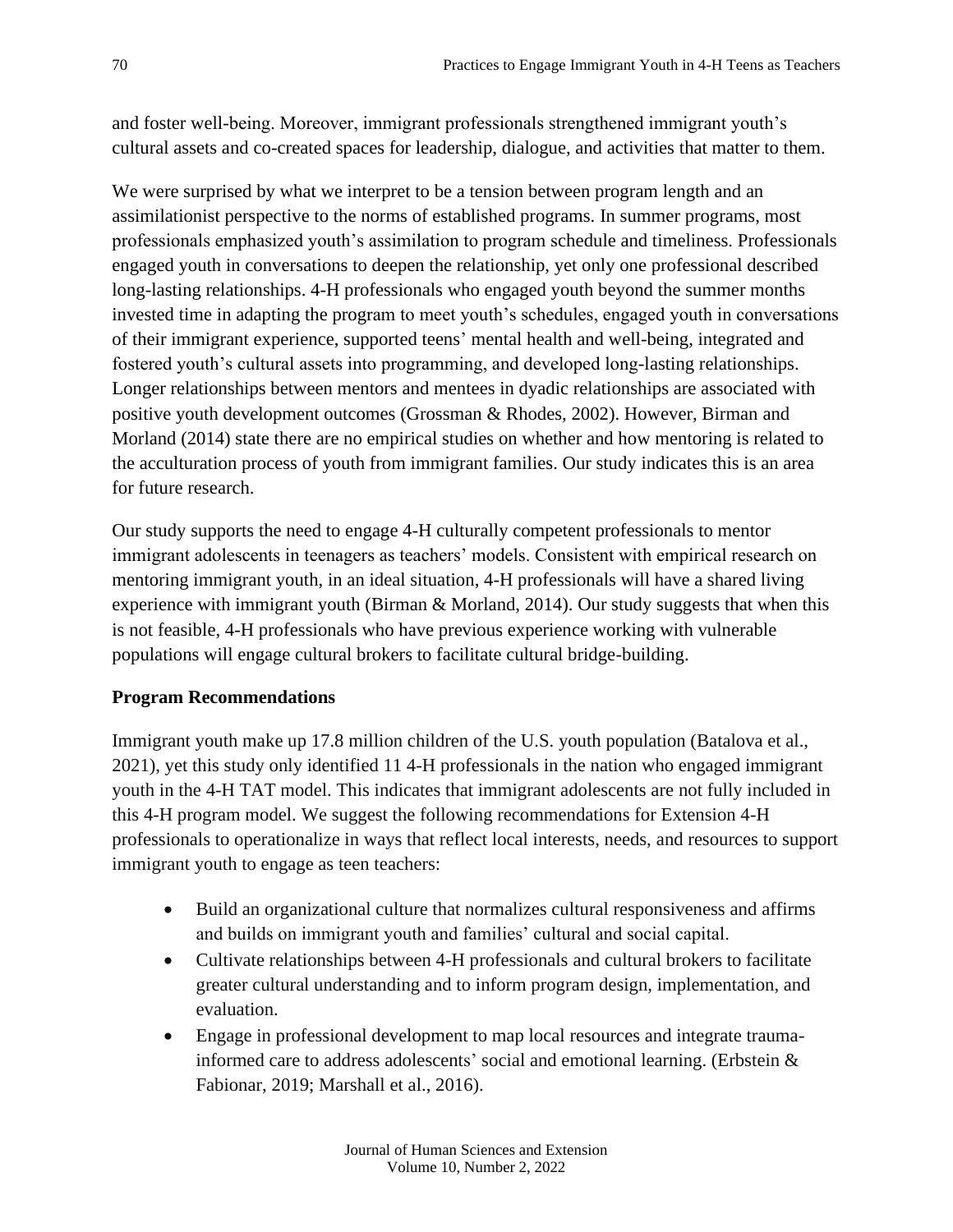and foster well-being. Moreover, immigrant professionals strengthened immigrant youth's cultural assets and co-created spaces for leadership, dialogue, and activities that matter to them.

We were surprised by what we interpret to be a tension between program length and an assimilationist perspective to the norms of established programs. In summer programs, most professionals emphasized youth's assimilation to program schedule and timeliness. Professionals engaged youth in conversations to deepen the relationship, yet only one professional described long-lasting relationships. 4-H professionals who engaged youth beyond the summer months invested time in adapting the program to meet youth's schedules, engaged youth in conversations of their immigrant experience, supported teens' mental health and well-being, integrated and fostered youth's cultural assets into programming, and developed long-lasting relationships. Longer relationships between mentors and mentees in dyadic relationships are associated with positive youth development outcomes (Grossman & Rhodes, 2002). However, Birman and Morland (2014) state there are no empirical studies on whether and how mentoring is related to the acculturation process of youth from immigrant families. Our study indicates this is an area for future research.

Our study supports the need to engage 4-H culturally competent professionals to mentor immigrant adolescents in teenagers as teachers' models. Consistent with empirical research on mentoring immigrant youth, in an ideal situation, 4-H professionals will have a shared living experience with immigrant youth (Birman & Morland, 2014). Our study suggests that when this is not feasible, 4-H professionals who have previous experience working with vulnerable populations will engage cultural brokers to facilitate cultural bridge-building.

**Program Recommendations**

Immigrant youth make up 17.8 million children of the U.S. youth population (Batalova et al., 2021), yet this study only identified 11 4-H professionals in the nation who engaged immigrant youth in the 4-H TAT model. This indicates that immigrant adolescents are not fully included in this 4-H program model. We suggest the following recommendations for Extension 4-H professionals to operationalize in ways that reflect local interests, needs, and resources to support immigrant youth to engage as teen teachers:

- Build an organizational culture that normalizes cultural responsiveness and affirms and builds on immigrant youth and families' cultural and social capital.
- Cultivate relationships between 4-H professionals and cultural brokers to facilitate greater cultural understanding and to inform program design, implementation, and evaluation.
- Engage in professional development to map local resources and integrate trauma-informed care to address adolescents' social and emotional learning. (Erbstein & Fabionar, 2019; Marshall et al., 2016).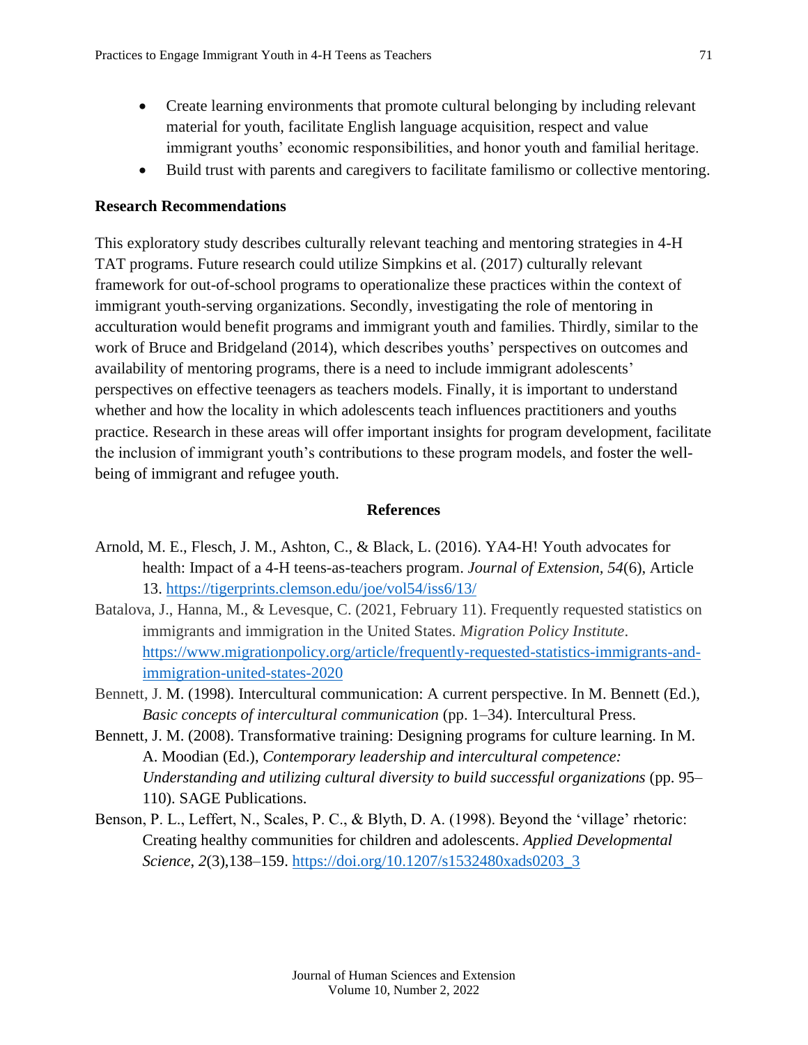- Create learning environments that promote cultural belonging by including relevant material for youth, facilitate English language acquisition, respect and value immigrant youths' economic responsibilities, and honor youth and familial heritage.
- Build trust with parents and caregivers to facilitate familismo or collective mentoring.

### Research Recommendations

This exploratory study describes culturally relevant teaching and mentoring strategies in 4-H TAT programs. Future research could utilize Simpkins et al. (2017) culturally relevant framework for out-of-school programs to operationalize these practices within the context of immigrant youth-serving organizations. Secondly, investigating the role of mentoring in acculturation would benefit programs and immigrant youth and families. Thirdly, similar to the work of Bruce and Bridgeland (2014), which describes youths' perspectives on outcomes and availability of mentoring programs, there is a need to include immigrant adolescents' perspectives on effective teenagers as teachers models. Finally, it is important to understand whether and how the locality in which adolescents teach influences practitioners and youths practice. Research in these areas will offer important insights for program development, facilitate the inclusion of immigrant youth's contributions to these program models, and foster the well-being of immigrant and refugee youth.

## References

Arnold, M. E., Flesch, J. M., Ashton, C., & Black, L. (2016). YA4-H! Youth advocates for health: Impact of a 4-H teens-as-teachers program. *Journal of Extension, 54*(6), Article 13. https://tigerprints.clemson.edu/joe/vol54/iss6/13/

Batalova, J., Hanna, M., & Levesque, C. (2021, February 11). Frequently requested statistics on immigrants and immigration in the United States. *Migration Policy Institute*. https://www.migrationpolicy.org/article/frequently-requested-statistics-immigrants-and-immigration-united-states-2020

Bennett, J. M. (1998). Intercultural communication: A current perspective. In M. Bennett (Ed.), *Basic concepts of intercultural communication* (pp. 1–34). Intercultural Press.

Bennett, J. M. (2008). Transformative training: Designing programs for culture learning. In M. A. Moodian (Ed.), *Contemporary leadership and intercultural competence: Understanding and utilizing cultural diversity to build successful organizations* (pp. 95–110). SAGE Publications.

Benson, P. L., Leffert, N., Scales, P. C., & Blyth, D. A. (1998). Beyond the 'village' rhetoric: Creating healthy communities for children and adolescents. *Applied Developmental Science, 2*(3),138–159. https://doi.org/10.1207/s1532480xads0203_3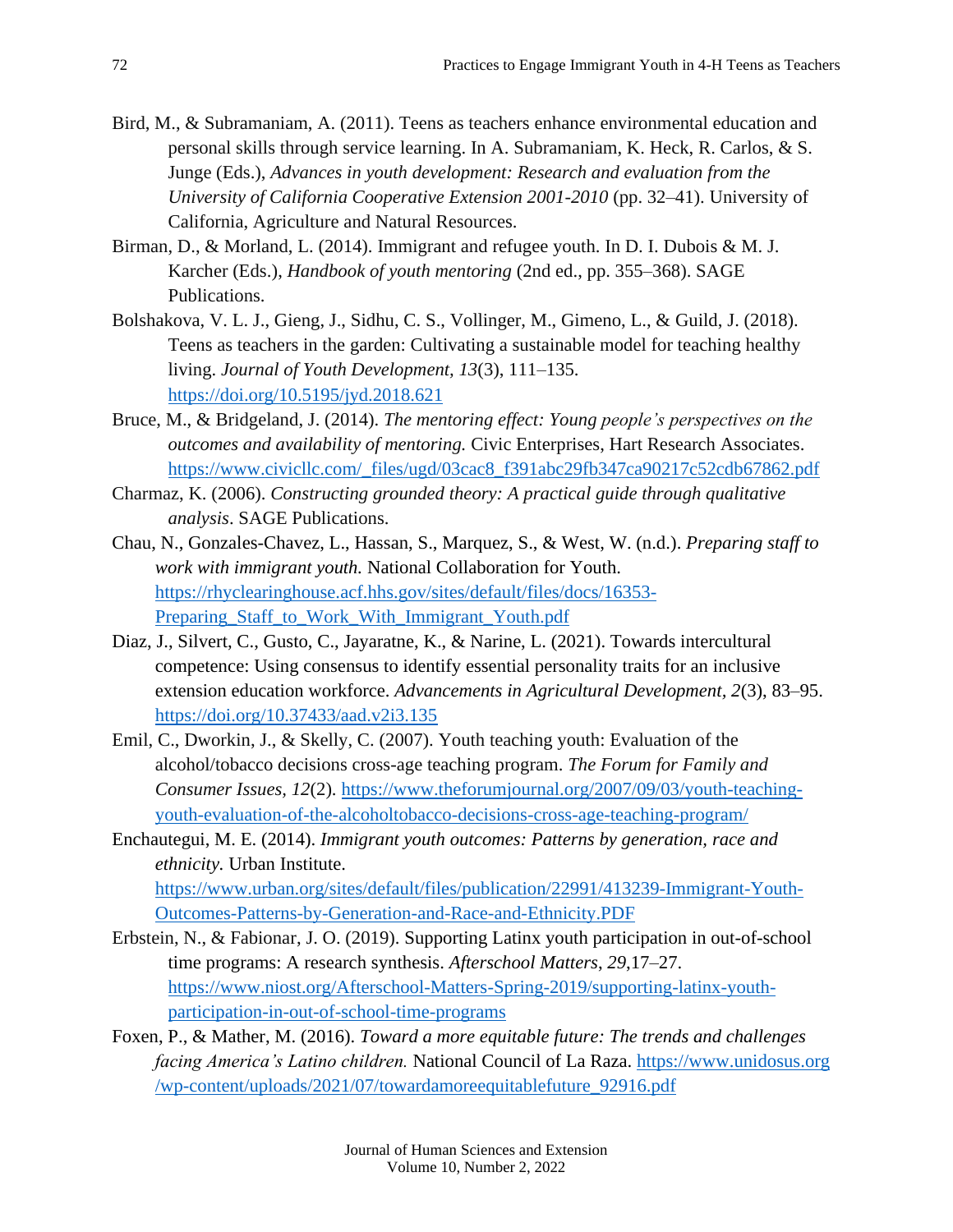Bird, M., & Subramaniam, A. (2011). Teens as teachers enhance environmental education and personal skills through service learning. In A. Subramaniam, K. Heck, R. Carlos, & S. Junge (Eds.), *Advances in youth development: Research and evaluation from the University of California Cooperative Extension 2001-2010* (pp. 32–41). University of California, Agriculture and Natural Resources.

Birman, D., & Morland, L. (2014). Immigrant and refugee youth. In D. I. Dubois & M. J. Karcher (Eds.), *Handbook of youth mentoring* (2nd ed., pp. 355–368). SAGE Publications.

Bolshakova, V. L. J., Gieng, J., Sidhu, C. S., Vollinger, M., Gimeno, L., & Guild, J. (2018). Teens as teachers in the garden: Cultivating a sustainable model for teaching healthy living. *Journal of Youth Development, 13*(3), 111–135. https://doi.org/10.5195/jyd.2018.621

Bruce, M., & Bridgeland, J. (2014). *The mentoring effect: Young people's perspectives on the outcomes and availability of mentoring.* Civic Enterprises, Hart Research Associates. https://www.civicllc.com/_files/ugd/03cac8_f391abc29fb347ca90217c52cdb67862.pdf

Charmaz, K. (2006). *Constructing grounded theory: A practical guide through qualitative analysis*. SAGE Publications.

Chau, N., Gonzales-Chavez, L., Hassan, S., Marquez, S., & West, W. (n.d.). *Preparing staff to work with immigrant youth.* National Collaboration for Youth. https://rhyclearinghouse.acf.hhs.gov/sites/default/files/docs/16353-Preparing_Staff_to_Work_With_Immigrant_Youth.pdf

Diaz, J., Silvert, C., Gusto, C., Jayaratne, K., & Narine, L. (2021). Towards intercultural competence: Using consensus to identify essential personality traits for an inclusive extension education workforce. *Advancements in Agricultural Development, 2*(3), 83–95. https://doi.org/10.37433/aad.v2i3.135

Emil, C., Dworkin, J., & Skelly, C. (2007). Youth teaching youth: Evaluation of the alcohol/tobacco decisions cross-age teaching program. *The Forum for Family and Consumer Issues, 12*(2). https://www.theforumjournal.org/2007/09/03/youth-teaching-youth-evaluation-of-the-alcoholtobacco-decisions-cross-age-teaching-program/

Enchautegui, M. E. (2014). *Immigrant youth outcomes: Patterns by generation, race and ethnicity.* Urban Institute. https://www.urban.org/sites/default/files/publication/22991/413239-Immigrant-Youth-Outcomes-Patterns-by-Generation-and-Race-and-Ethnicity.PDF

Erbstein, N., & Fabionar, J. O. (2019). Supporting Latinx youth participation in out-of-school time programs: A research synthesis. *Afterschool Matters*, *29*,17–27. https://www.niost.org/Afterschool-Matters-Spring-2019/supporting-latinx-youth-participation-in-out-of-school-time-programs

Foxen, P., & Mather, M. (2016). *Toward a more equitable future: The trends and challenges facing America's Latino children.* National Council of La Raza. https://www.unidosus.org/wp-content/uploads/2021/07/towardamoreequitablefuture_92916.pdf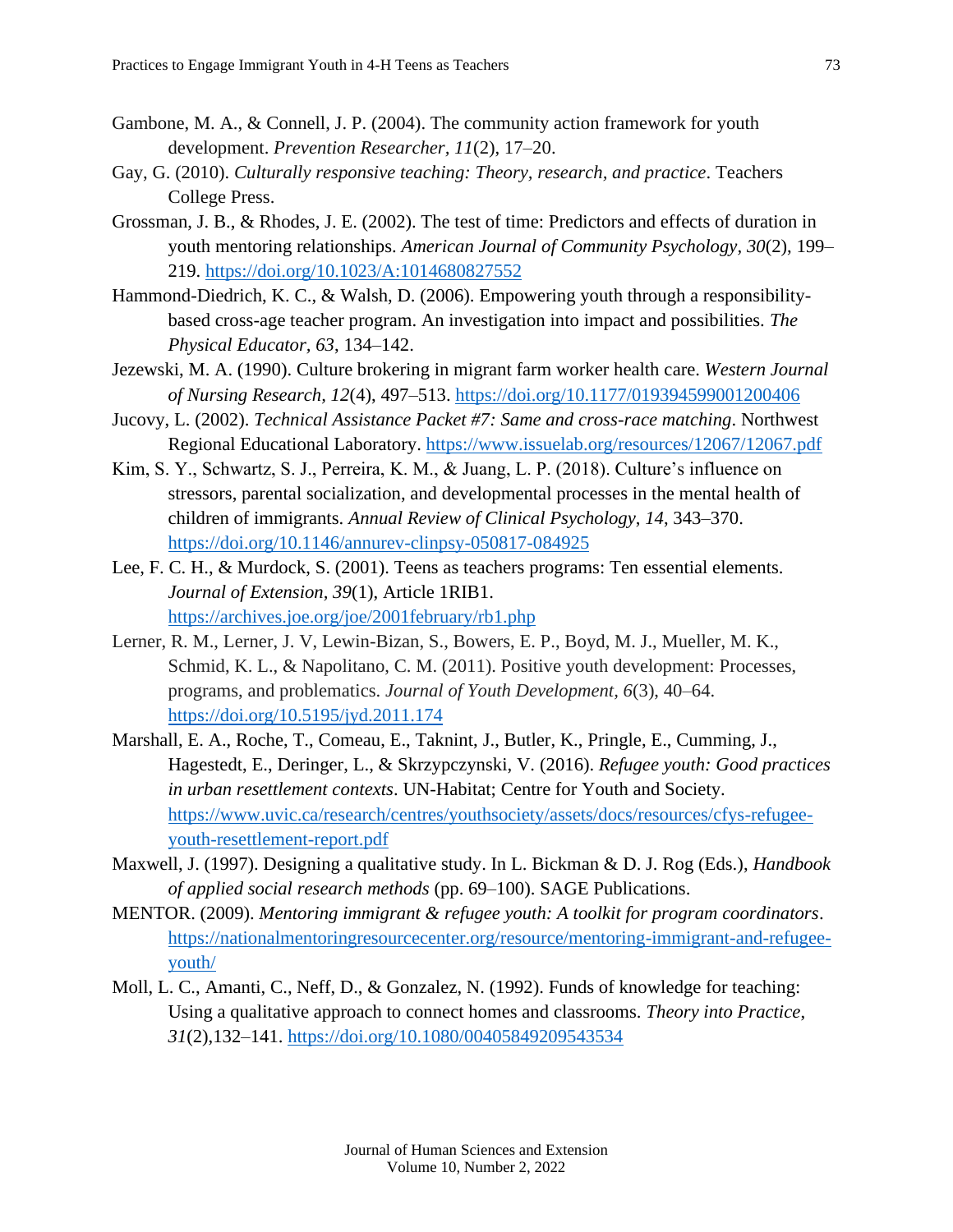Gambone, M. A., & Connell, J. P. (2004). The community action framework for youth development. *Prevention Researcher, 11*(2), 17–20.

Gay, G. (2010). *Culturally responsive teaching: Theory, research, and practice*. Teachers College Press.

Grossman, J. B., & Rhodes, J. E. (2002). The test of time: Predictors and effects of duration in youth mentoring relationships. *American Journal of Community Psychology, 30*(2), 199–219. https://doi.org/10.1023/A:1014680827552

Hammond-Diedrich, K. C., & Walsh, D. (2006). Empowering youth through a responsibility-based cross-age teacher program. An investigation into impact and possibilities. *The Physical Educator, 63*, 134–142.

Jezewski, M. A. (1990). Culture brokering in migrant farm worker health care. *Western Journal of Nursing Research, 12*(4), 497–513. https://doi.org/10.1177/019394599001200406

Jucovy, L. (2002). *Technical Assistance Packet #7: Same and cross-race matching*. Northwest Regional Educational Laboratory. https://www.issuelab.org/resources/12067/12067.pdf

Kim, S. Y., Schwartz, S. J., Perreira, K. M., & Juang, L. P. (2018). Culture's influence on stressors, parental socialization, and developmental processes in the mental health of children of immigrants. *Annual Review of Clinical Psychology, 14*, 343–370. https://doi.org/10.1146/annurev-clinpsy-050817-084925

Lee, F. C. H., & Murdock, S. (2001). Teens as teachers programs: Ten essential elements. *Journal of Extension, 39*(1), Article 1RIB1. https://archives.joe.org/joe/2001february/rb1.php

Lerner, R. M., Lerner, J. V, Lewin-Bizan, S., Bowers, E. P., Boyd, M. J., Mueller, M. K., Schmid, K. L., & Napolitano, C. M. (2011). Positive youth development: Processes, programs, and problematics. *Journal of Youth Development, 6*(3), 40–64. https://doi.org/10.5195/jyd.2011.174

Marshall, E. A., Roche, T., Comeau, E., Taknint, J., Butler, K., Pringle, E., Cumming, J., Hagestedt, E., Deringer, L., & Skrzypczynski, V. (2016). *Refugee youth: Good practices in urban resettlement contexts*. UN-Habitat; Centre for Youth and Society. https://www.uvic.ca/research/centres/youthsociety/assets/docs/resources/cfys-refugee-youth-resettlement-report.pdf

Maxwell, J. (1997). Designing a qualitative study. In L. Bickman & D. J. Rog (Eds.), *Handbook of applied social research methods* (pp. 69–100). SAGE Publications.

MENTOR. (2009). *Mentoring immigrant & refugee youth: A toolkit for program coordinators*. https://nationalmentoringresourcecenter.org/resource/mentoring-immigrant-and-refugee-youth/

Moll, L. C., Amanti, C., Neff, D., & Gonzalez, N. (1992). Funds of knowledge for teaching: Using a qualitative approach to connect homes and classrooms. *Theory into Practice, 31*(2),132–141. https://doi.org/10.1080/00405849209543534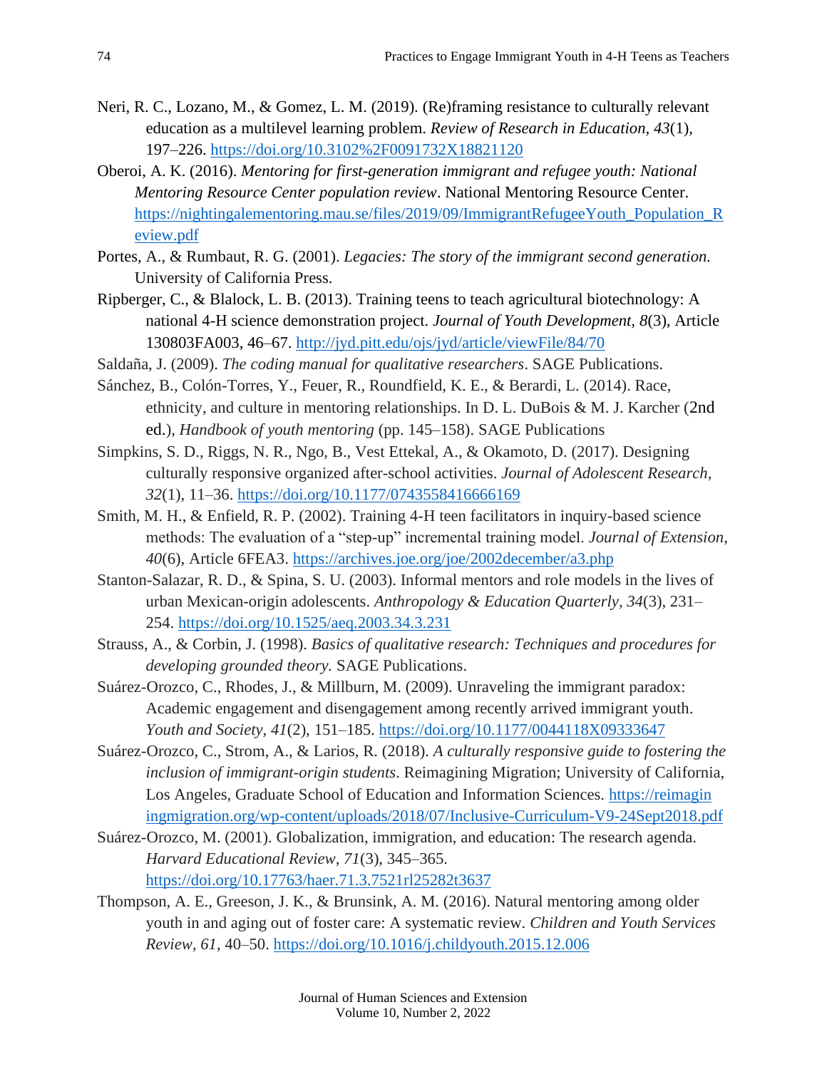Neri, R. C., Lozano, M., & Gomez, L. M. (2019). (Re)framing resistance to culturally relevant education as a multilevel learning problem. *Review of Research in Education, 43*(1), 197–226. https://doi.org/10.3102%2F0091732X18821120

Oberoi, A. K. (2016). *Mentoring for first-generation immigrant and refugee youth: National Mentoring Resource Center population review*. National Mentoring Resource Center. https://nightingalementoring.mau.se/files/2019/09/ImmigrantRefugeeYouth_Population_Review.pdf

Portes, A., & Rumbaut, R. G. (2001). *Legacies: The story of the immigrant second generation.* University of California Press.

Ripberger, C., & Blalock, L. B. (2013). Training teens to teach agricultural biotechnology: A national 4-H science demonstration project. *Journal of Youth Development, 8*(3), Article 130803FA003, 46–67. http://jyd.pitt.edu/ojs/jyd/article/viewFile/84/70

Saldaña, J. (2009). *The coding manual for qualitative researchers*. SAGE Publications.

Sánchez, B., Colón-Torres, Y., Feuer, R., Roundfield, K. E., & Berardi, L. (2014). Race, ethnicity, and culture in mentoring relationships. In D. L. DuBois & M. J. Karcher (2nd ed.), *Handbook of youth mentoring* (pp. 145–158). SAGE Publications

Simpkins, S. D., Riggs, N. R., Ngo, B., Vest Ettekal, A., & Okamoto, D. (2017). Designing culturally responsive organized after-school activities. *Journal of Adolescent Research, 32*(1), 11–36. https://doi.org/10.1177/0743558416666169

Smith, M. H., & Enfield, R. P. (2002). Training 4-H teen facilitators in inquiry-based science methods: The evaluation of a "step-up" incremental training model. *Journal of Extension, 40*(6), Article 6FEA3. https://archives.joe.org/joe/2002december/a3.php

Stanton-Salazar, R. D., & Spina, S. U. (2003). Informal mentors and role models in the lives of urban Mexican-origin adolescents. *Anthropology & Education Quarterly, 34*(3), 231–254. https://doi.org/10.1525/aeq.2003.34.3.231

Strauss, A., & Corbin, J. (1998). *Basics of qualitative research: Techniques and procedures for developing grounded theory.* SAGE Publications.

Suárez-Orozco, C., Rhodes, J., & Millburn, M. (2009). Unraveling the immigrant paradox: Academic engagement and disengagement among recently arrived immigrant youth. *Youth and Society, 41*(2), 151–185. https://doi.org/10.1177/0044118X09333647

Suárez-Orozco, C., Strom, A., & Larios, R. (2018). *A culturally responsive guide to fostering the inclusion of immigrant-origin students*. Reimagining Migration; University of California, Los Angeles, Graduate School of Education and Information Sciences. https://reimaginingmigration.org/wp-content/uploads/2018/07/Inclusive-Curriculum-V9-24Sept2018.pdf

Suárez-Orozco, M. (2001). Globalization, immigration, and education: The research agenda. *Harvard Educational Review, 71*(3), 345–365. https://doi.org/10.17763/haer.71.3.7521rl25282t3637

Thompson, A. E., Greeson, J. K., & Brunsink, A. M. (2016). Natural mentoring among older youth in and aging out of foster care: A systematic review. *Children and Youth Services Review, 61*, 40–50. https://doi.org/10.1016/j.childyouth.2015.12.006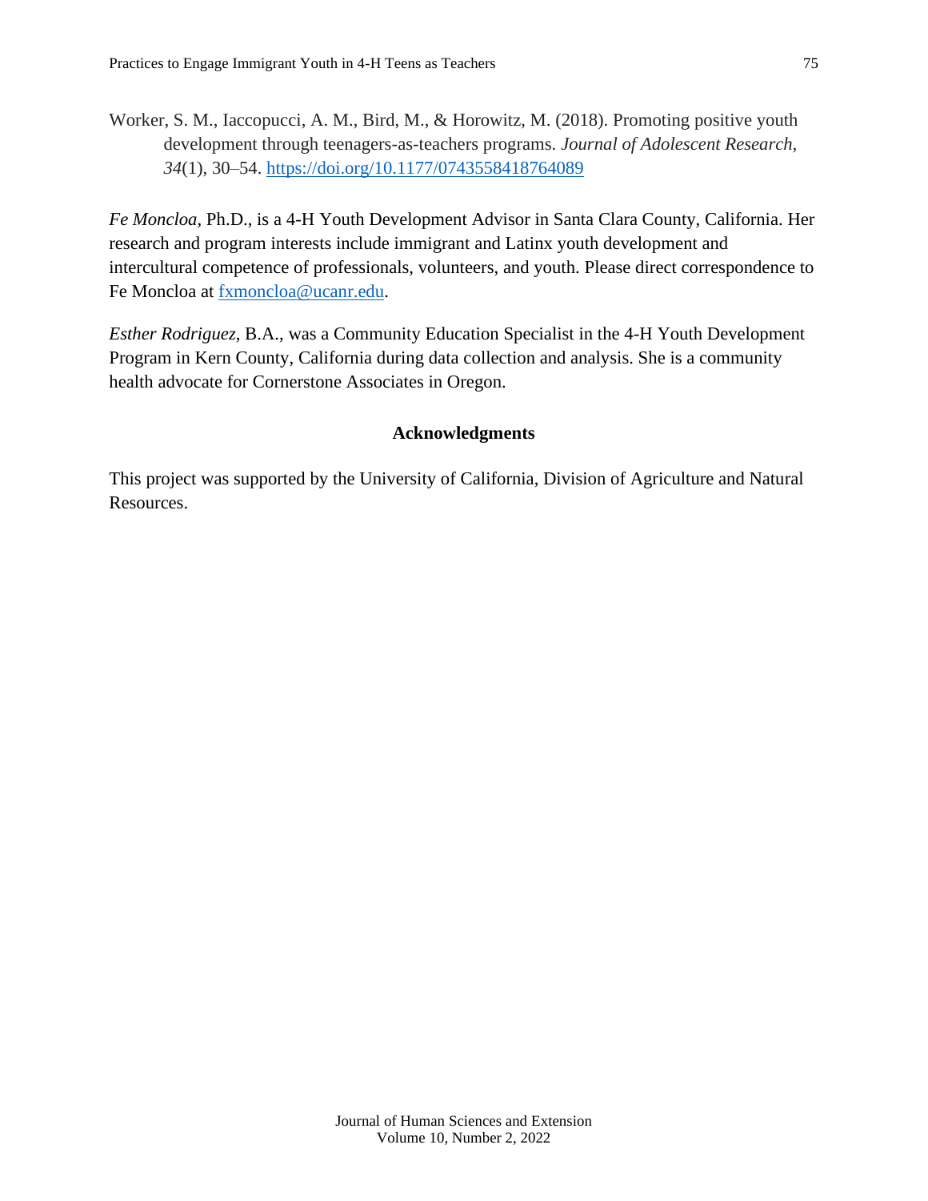Worker, S. M., Iaccopucci, A. M., Bird, M., & Horowitz, M. (2018). Promoting positive youth development through teenagers-as-teachers programs. *Journal of Adolescent Research, 34*(1), 30–54. https://doi.org/10.1177/0743558418764089

*Fe Moncloa*, Ph.D., is a 4-H Youth Development Advisor in Santa Clara County, California. Her research and program interests include immigrant and Latinx youth development and intercultural competence of professionals, volunteers, and youth. Please direct correspondence to Fe Moncloa at fxmoncloa@ucanr.edu.

*Esther Rodriguez*, B.A., was a Community Education Specialist in the 4-H Youth Development Program in Kern County, California during data collection and analysis. She is a community health advocate for Cornerstone Associates in Oregon.

## Acknowledgments

This project was supported by the University of California, Division of Agriculture and Natural Resources.